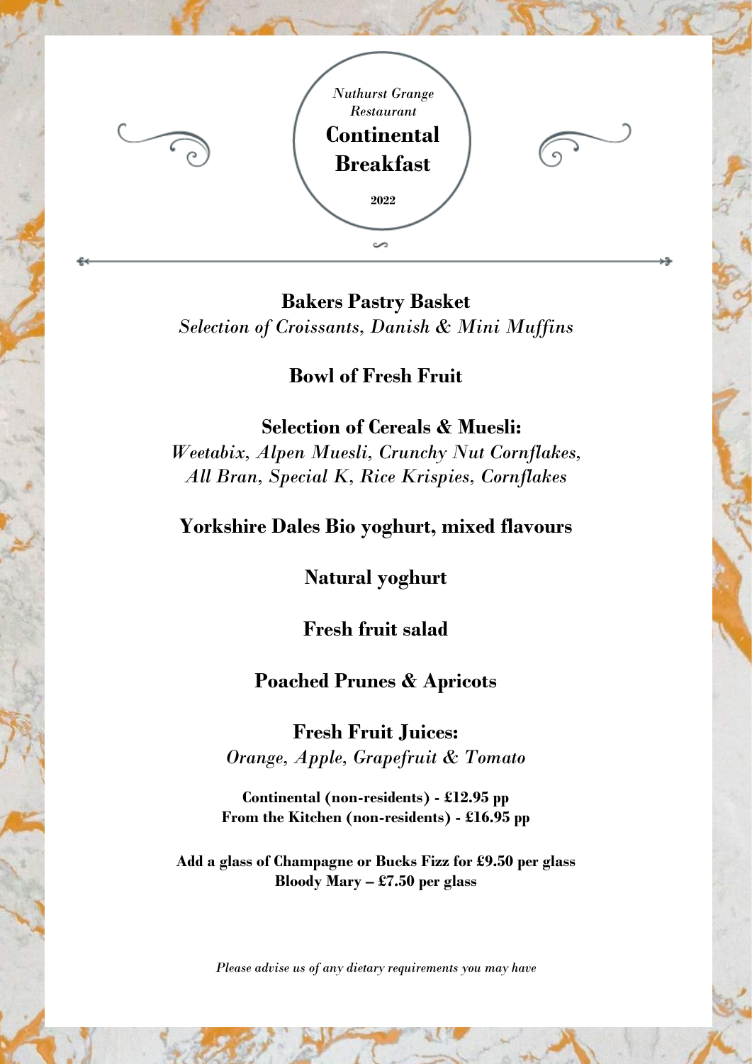*Nuthurst Grange Restaurant*

# Continental Breakfast

**2022**

**Bakers Pastry Basket**
*Selection of Croissants, Danish & Mini Muffins*

**Bowl of Fresh Fruit**

**Selection of Cereals & Muesli:**
*Weetabix, Alpen Muesli, Crunchy Nut Cornflakes, All Bran, Special K, Rice Krispies, Cornflakes*

**Yorkshire Dales Bio yoghurt, mixed flavours**

**Natural yoghurt**

**Fresh fruit salad**

**Poached Prunes & Apricots**

**Fresh Fruit Juices:**
*Orange, Apple, Grapefruit & Tomato*

**Continental (non-residents) - £12.95 pp**
**From the Kitchen (non-residents) - £16.95 pp**

**Add a glass of Champagne or Bucks Fizz for £9.50 per glass**
**Bloody Mary – £7.50 per glass**

*Please advise us of any dietary requirements you may have*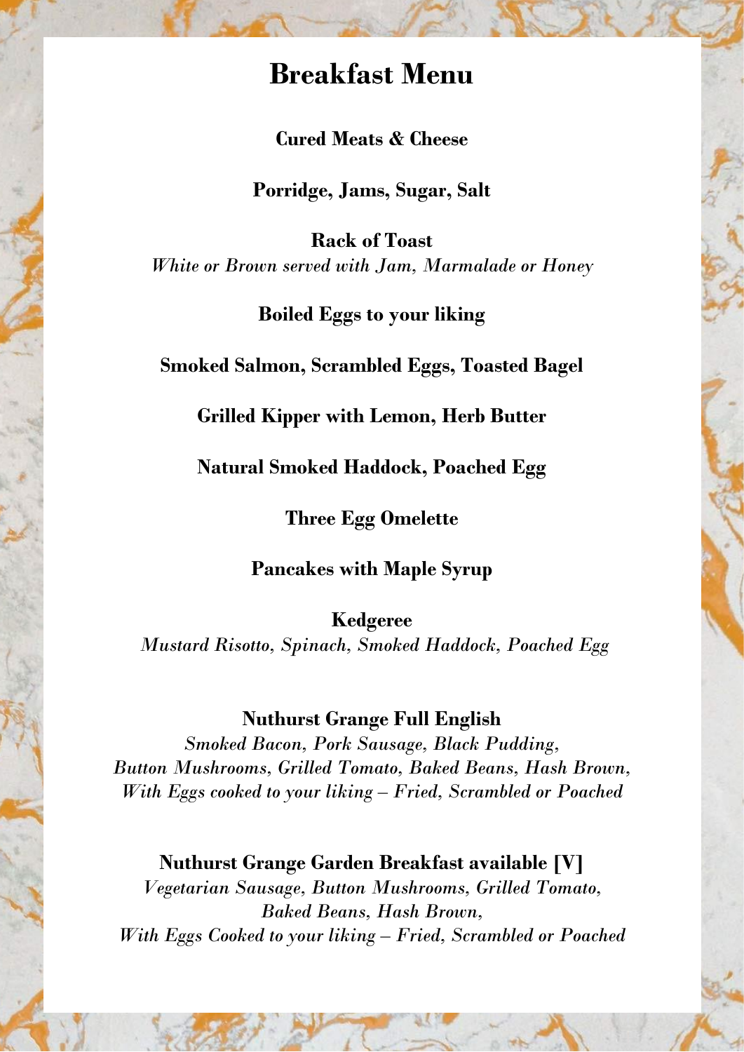# Breakfast Menu

**Cured Meats & Cheese**

**Porridge, Jams, Sugar, Salt**

**Rack of Toast**
*White or Brown served with Jam, Marmalade or Honey*

**Boiled Eggs to your liking**

**Smoked Salmon, Scrambled Eggs, Toasted Bagel**

**Grilled Kipper with Lemon, Herb Butter**

**Natural Smoked Haddock, Poached Egg**

**Three Egg Omelette**

**Pancakes with Maple Syrup**

**Kedgeree**
*Mustard Risotto, Spinach, Smoked Haddock, Poached Egg*

**Nuthurst Grange Full English**
*Smoked Bacon, Pork Sausage, Black Pudding,*
*Button Mushrooms, Grilled Tomato, Baked Beans, Hash Brown,*
*With Eggs cooked to your liking – Fried, Scrambled or Poached*

**Nuthurst Grange Garden Breakfast available [V]**
*Vegetarian Sausage, Button Mushrooms, Grilled Tomato,*
*Baked Beans, Hash Brown,*
*With Eggs Cooked to your liking – Fried, Scrambled or Poached*